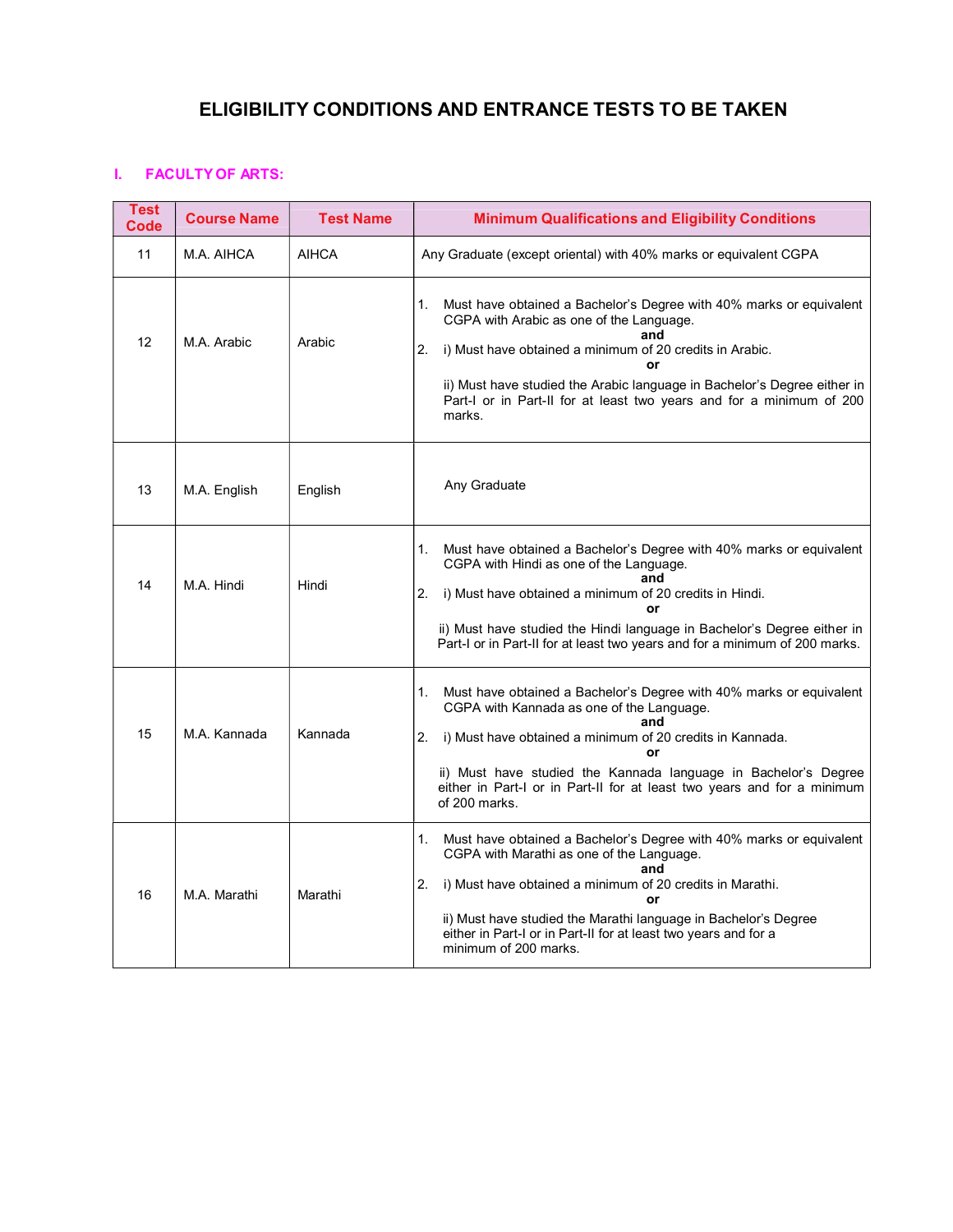# ELIGIBILITY CONDITIONS AND ENTRANCE TESTS TO BE TAKEN

## I. FACULTY OF ARTS:

| Test Code | Course Name | Test Name | Minimum Qualifications and Eligibility Conditions |
|---|---|---|---|
| 11 | M.A. AIHCA | AIHCA | Any Graduate (except oriental) with 40% marks or equivalent CGPA |
| 12 | M.A. Arabic | Arabic | 1. Must have obtained a Bachelor's Degree with 40% marks or equivalent CGPA with Arabic as one of the Language. **and** 2. i) Must have obtained a minimum of 20 credits in Arabic. **or** ii) Must have studied the Arabic language in Bachelor's Degree either in Part-I or in Part-II for at least two years and for a minimum of 200 marks. |
| 13 | M.A. English | English | Any Graduate |
| 14 | M.A. Hindi | Hindi | 1. Must have obtained a Bachelor's Degree with 40% marks or equivalent CGPA with Hindi as one of the Language. **and** 2. i) Must have obtained a minimum of 20 credits in Hindi. **or** ii) Must have studied the Hindi language in Bachelor's Degree either in Part-I or in Part-II for at least two years and for a minimum of 200 marks. |
| 15 | M.A. Kannada | Kannada | 1. Must have obtained a Bachelor's Degree with 40% marks or equivalent CGPA with Kannada as one of the Language. **and** 2. i) Must have obtained a minimum of 20 credits in Kannada. **or** ii) Must have studied the Kannada language in Bachelor's Degree either in Part-I or in Part-II for at least two years and for a minimum of 200 marks. |
| 16 | M.A. Marathi | Marathi | 1. Must have obtained a Bachelor's Degree with 40% marks or equivalent CGPA with Marathi as one of the Language. **and** 2. i) Must have obtained a minimum of 20 credits in Marathi. **or** ii) Must have studied the Marathi language in Bachelor's Degree either in Part-I or in Part-II for at least two years and for a minimum of 200 marks. |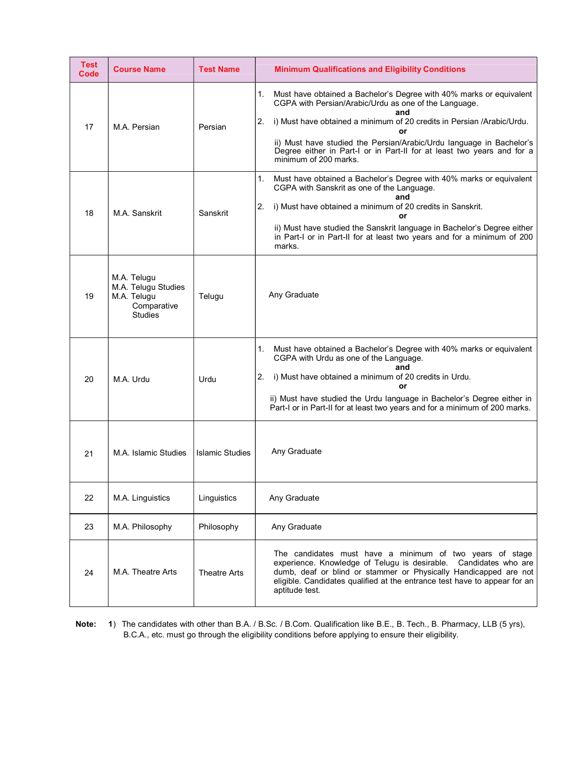| Test Code | Course Name | Test Name | Minimum Qualifications and Eligibility Conditions |
|---|---|---|---|
| 17 | M.A. Persian | Persian | 1. Must have obtained a Bachelor's Degree with 40% marks or equivalent CGPA with Persian/Arabic/Urdu as one of the Language. **and** 2. i) Must have obtained a minimum of 20 credits in Persian /Arabic/Urdu. **or** ii) Must have studied the Persian/Arabic/Urdu language in Bachelor's Degree either in Part-I or in Part-II for at least two years and for a minimum of 200 marks. |
| 18 | M.A. Sanskrit | Sanskrit | 1. Must have obtained a Bachelor's Degree with 40% marks or equivalent CGPA with Sanskrit as one of the Language. **and** 2. i) Must have obtained a minimum of 20 credits in Sanskrit. **or** ii) Must have studied the Sanskrit language in Bachelor's Degree either in Part-I or in Part-II for at least two years and for a minimum of 200 marks. |
| 19 | M.A. Telugu<br>M.A. Telugu Studies<br>M.A. Telugu Comparative Studies | Telugu | Any Graduate |
| 20 | M.A. Urdu | Urdu | 1. Must have obtained a Bachelor's Degree with 40% marks or equivalent CGPA with Urdu as one of the Language. **and** 2. i) Must have obtained a minimum of 20 credits in Urdu. **or** ii) Must have studied the Urdu language in Bachelor's Degree either in Part-I or in Part-II for at least two years and for a minimum of 200 marks. |
| 21 | M.A. Islamic Studies | Islamic Studies | Any Graduate |
| 22 | M.A. Linguistics | Linguistics | Any Graduate |
| 23 | M.A. Philosophy | Philosophy | Any Graduate |
| 24 | M.A. Theatre Arts | Theatre Arts | The candidates must have a minimum of two years of stage experience. Knowledge of Telugu is desirable. Candidates who are dumb, deaf or blind or stammer or Physically Handicapped are not eligible. Candidates qualified at the entrance test have to appear for an aptitude test. |

**Note:** **1**) The candidates with other than B.A. / B.Sc. / B.Com. Qualification like B.E., B. Tech., B. Pharmacy, LLB (5 yrs), B.C.A., etc. must go through the eligibility conditions before applying to ensure their eligibility.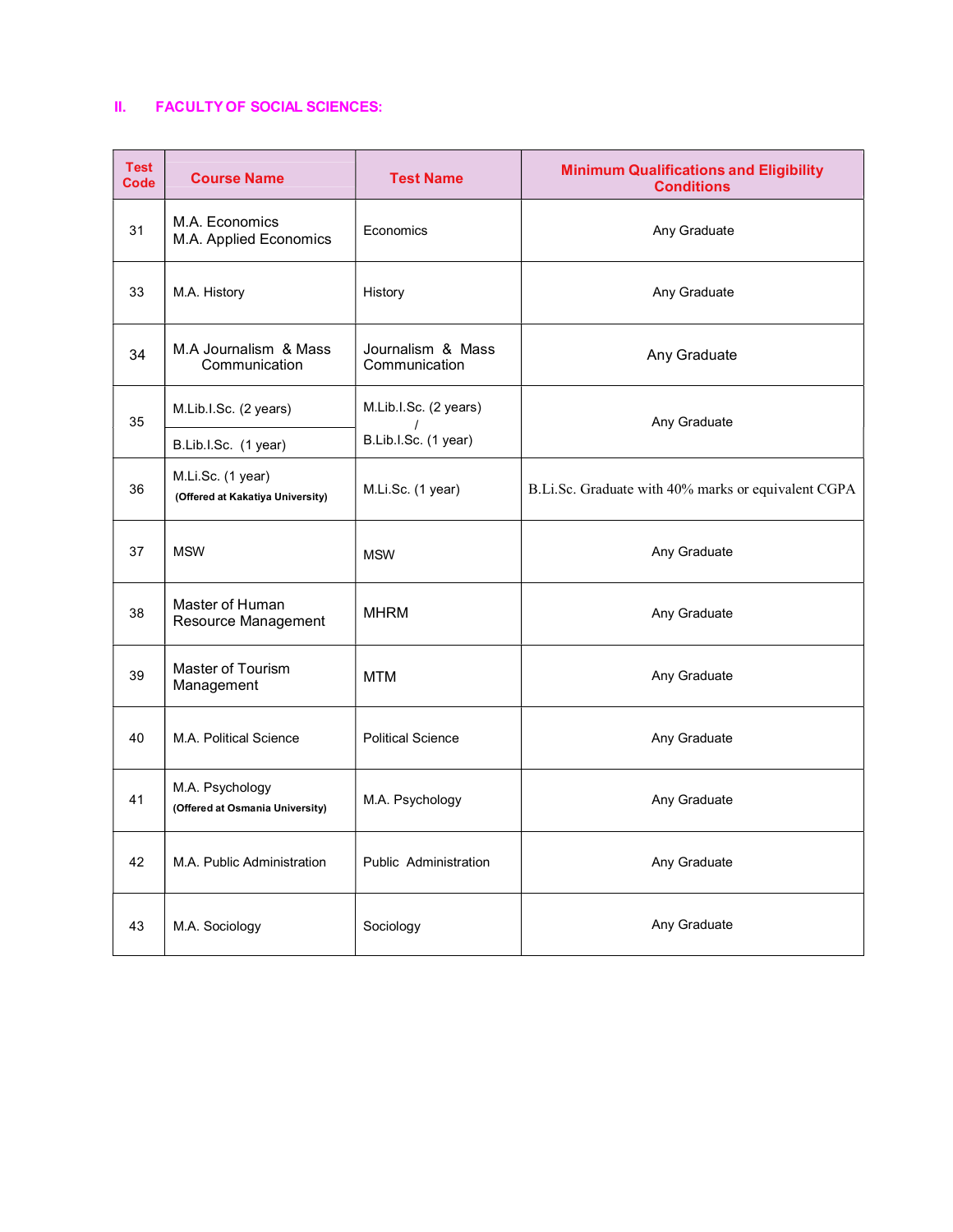## II. FACULTY OF SOCIAL SCIENCES:

| Test Code | Course Name | Test Name | Minimum Qualifications and Eligibility Conditions |
|---|---|---|---|
| 31 | M.A. Economics<br>M.A. Applied Economics | Economics | Any Graduate |
| 33 | M.A. History | History | Any Graduate |
| 34 | M.A Journalism & Mass Communication | Journalism & Mass Communication | Any Graduate |
| 35 | M.Lib.I.Sc. (2 years)<br>B.Lib.I.Sc. (1 year) | M.Lib.I.Sc. (2 years) / B.Lib.I.Sc. (1 year) | Any Graduate |
| 36 | M.Li.Sc. (1 year)<br>**(Offered at Kakatiya University)** | M.Li.Sc. (1 year) | B.Li.Sc. Graduate with 40% marks or equivalent CGPA |
| 37 | MSW | MSW | Any Graduate |
| 38 | Master of Human Resource Management | MHRM | Any Graduate |
| 39 | Master of Tourism Management | MTM | Any Graduate |
| 40 | M.A. Political Science | Political Science | Any Graduate |
| 41 | M.A. Psychology<br>**(Offered at Osmania University)** | M.A. Psychology | Any Graduate |
| 42 | M.A. Public Administration | Public Administration | Any Graduate |
| 43 | M.A. Sociology | Sociology | Any Graduate |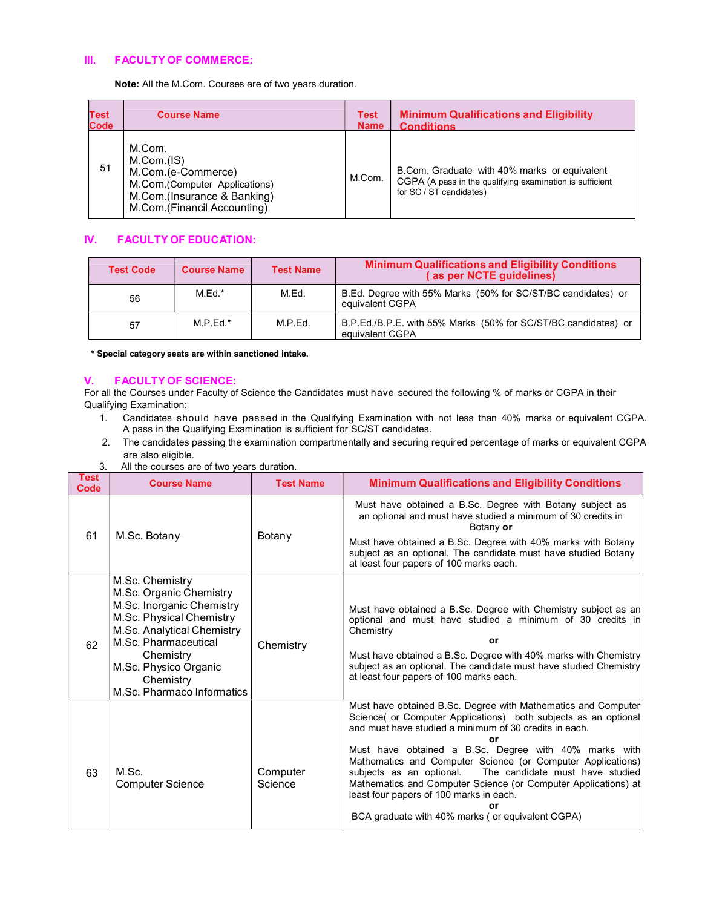## III. FACULTY OF COMMERCE:

**Note:** All the M.Com. Courses are of two years duration.

| Test Code | Course Name | Test Name | Minimum Qualifications and Eligibility Conditions |
|---|---|---|---|
| 51 | M.Com.<br>M.Com.(IS)<br>M.Com.(e-Commerce)<br>M.Com.(Computer Applications)<br>M.Com.(Insurance & Banking)<br>M.Com.(Financil Accounting) | M.Com. | B.Com. Graduate with 40% marks or equivalent CGPA (A pass in the qualifying examination is sufficient for SC / ST candidates) |

## IV. FACULTY OF EDUCATION:

| Test Code | Course Name | Test Name | Minimum Qualifications and Eligibility Conditions ( as per NCTE guidelines) |
|---|---|---|---|
| 56 | M.Ed.* | M.Ed. | B.Ed. Degree with 55% Marks (50% for SC/ST/BC candidates) or equivalent CGPA |
| 57 | M.P.Ed.* | M.P.Ed. | B.P.Ed./B.P.E. with 55% Marks (50% for SC/ST/BC candidates) or equivalent CGPA |

**\* Special category seats are within sanctioned intake.**

## V. FACULTY OF SCIENCE:

For all the Courses under Faculty of Science the Candidates must have secured the following % of marks or CGPA in their Qualifying Examination:

1. Candidates should have passed in the Qualifying Examination with not less than 40% marks or equivalent CGPA. A pass in the Qualifying Examination is sufficient for SC/ST candidates.
2. The candidates passing the examination compartmentally and securing required percentage of marks or equivalent CGPA are also eligible.
3. All the courses are of two years duration.

| Test Code | Course Name | Test Name | Minimum Qualifications and Eligibility Conditions |
|---|---|---|---|
| 61 | M.Sc. Botany | Botany | Must have obtained a B.Sc. Degree with Botany subject as an optional and must have studied a minimum of 30 credits in Botany **or**<br>Must have obtained a B.Sc. Degree with 40% marks with Botany subject as an optional. The candidate must have studied Botany at least four papers of 100 marks each. |
| 62 | M.Sc. Chemistry<br>M.Sc. Organic Chemistry<br>M.Sc. Inorganic Chemistry<br>M.Sc. Physical Chemistry<br>M.Sc. Analytical Chemistry<br>M.Sc. Pharmaceutical Chemistry<br>M.Sc. Physico Organic Chemistry<br>M.Sc. Pharmaco Informatics | Chemistry | Must have obtained a B.Sc. Degree with Chemistry subject as an optional and must have studied a minimum of 30 credits in Chemistry<br>**or**<br>Must have obtained a B.Sc. Degree with 40% marks with Chemistry subject as an optional. The candidate must have studied Chemistry at least four papers of 100 marks each. |
| 63 | M.Sc. Computer Science | Computer Science | Must have obtained B.Sc. Degree with Mathematics and Computer Science( or Computer Applications) both subjects as an optional and must have studied a minimum of 30 credits in each.<br>**or**<br>Must have obtained a B.Sc. Degree with 40% marks with Mathematics and Computer Science (or Computer Applications) subjects as an optional. The candidate must have studied Mathematics and Computer Science (or Computer Applications) at least four papers of 100 marks in each.<br>**or**<br>BCA graduate with 40% marks ( or equivalent CGPA) |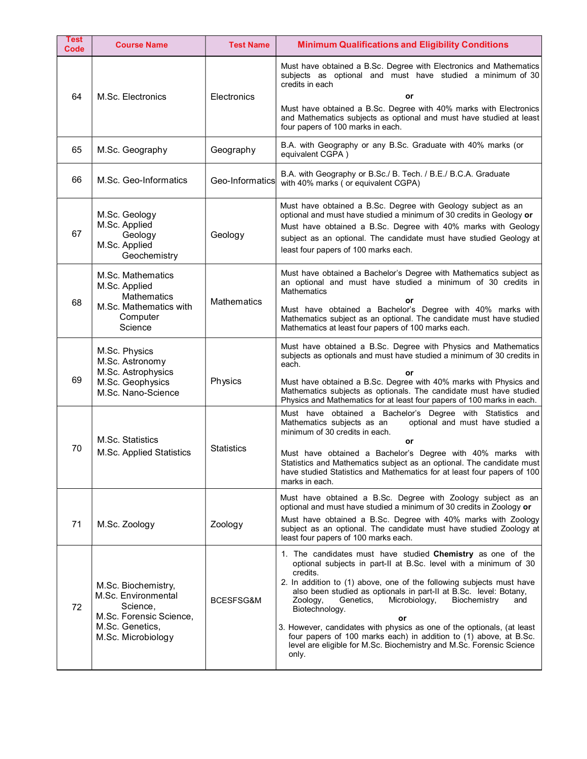| Test Code | Course Name | Test Name | Minimum Qualifications and Eligibility Conditions |
|---|---|---|---|
| 64 | M.Sc. Electronics | Electronics | Must have obtained a B.Sc. Degree with Electronics and Mathematics subjects as optional and must have studied a minimum of 30 credits in each<br>**or**<br>Must have obtained a B.Sc. Degree with 40% marks with Electronics and Mathematics subjects as optional and must have studied at least four papers of 100 marks in each. |
| 65 | M.Sc. Geography | Geography | B.A. with Geography or any B.Sc. Graduate with 40% marks (or equivalent CGPA ) |
| 66 | M.Sc. Geo-Informatics | Geo-Informatics | B.A. with Geography or B.Sc./ B. Tech. / B.E./ B.C.A. Graduate with 40% marks ( or equivalent CGPA) |
| 67 | M.Sc. Geology<br>M.Sc. Applied Geology<br>M.Sc. Applied Geochemistry | Geology | Must have obtained a B.Sc. Degree with Geology subject as an optional and must have studied a minimum of 30 credits in Geology **or**<br>Must have obtained a B.Sc. Degree with 40% marks with Geology subject as an optional. The candidate must have studied Geology at least four papers of 100 marks each. |
| 68 | M.Sc. Mathematics<br>M.Sc. Applied Mathematics<br>M.Sc. Mathematics with Computer Science | Mathematics | Must have obtained a Bachelor's Degree with Mathematics subject as an optional and must have studied a minimum of 30 credits in Mathematics<br>**or**<br>Must have obtained a Bachelor's Degree with 40% marks with Mathematics subject as an optional. The candidate must have studied Mathematics at least four papers of 100 marks each. |
| 69 | M.Sc. Physics<br>M.Sc. Astronomy<br>M.Sc. Astrophysics<br>M.Sc. Geophysics<br>M.Sc. Nano-Science | Physics | Must have obtained a B.Sc. Degree with Physics and Mathematics subjects as optionals and must have studied a minimum of 30 credits in each.<br>**or**<br>Must have obtained a B.Sc. Degree with 40% marks with Physics and Mathematics subjects as optionals. The candidate must have studied Physics and Mathematics for at least four papers of 100 marks in each. |
| 70 | M.Sc. Statistics<br>M.Sc. Applied Statistics | Statistics | Must have obtained a Bachelor's Degree with Statistics and Mathematics subjects as an optional and must have studied a minimum of 30 credits in each.<br>**or**<br>Must have obtained a Bachelor's Degree with 40% marks with Statistics and Mathematics subject as an optional. The candidate must have studied Statistics and Mathematics for at least four papers of 100 marks in each. |
| 71 | M.Sc. Zoology | Zoology | Must have obtained a B.Sc. Degree with Zoology subject as an optional and must have studied a minimum of 30 credits in Zoology **or**<br>Must have obtained a B.Sc. Degree with 40% marks with Zoology subject as an optional. The candidate must have studied Zoology at least four papers of 100 marks each. |
| 72 | M.Sc. Biochemistry,<br>M.Sc. Environmental Science,<br>M.Sc. Forensic Science,<br>M.Sc. Genetics,<br>M.Sc. Microbiology | BCESFSG&M | 1. The candidates must have studied **Chemistry** as one of the optional subjects in part-II at B.Sc. level with a minimum of 30 credits.<br>2. In addition to (1) above, one of the following subjects must have also been studied as optionals in part-II at B.Sc. level: Botany, Zoology, Genetics, Microbiology, Biochemistry and Biotechnology.<br>**or**<br>3. However, candidates with physics as one of the optionals, (at least four papers of 100 marks each) in addition to (1) above, at B.Sc. level are eligible for M.Sc. Biochemistry and M.Sc. Forensic Science only. |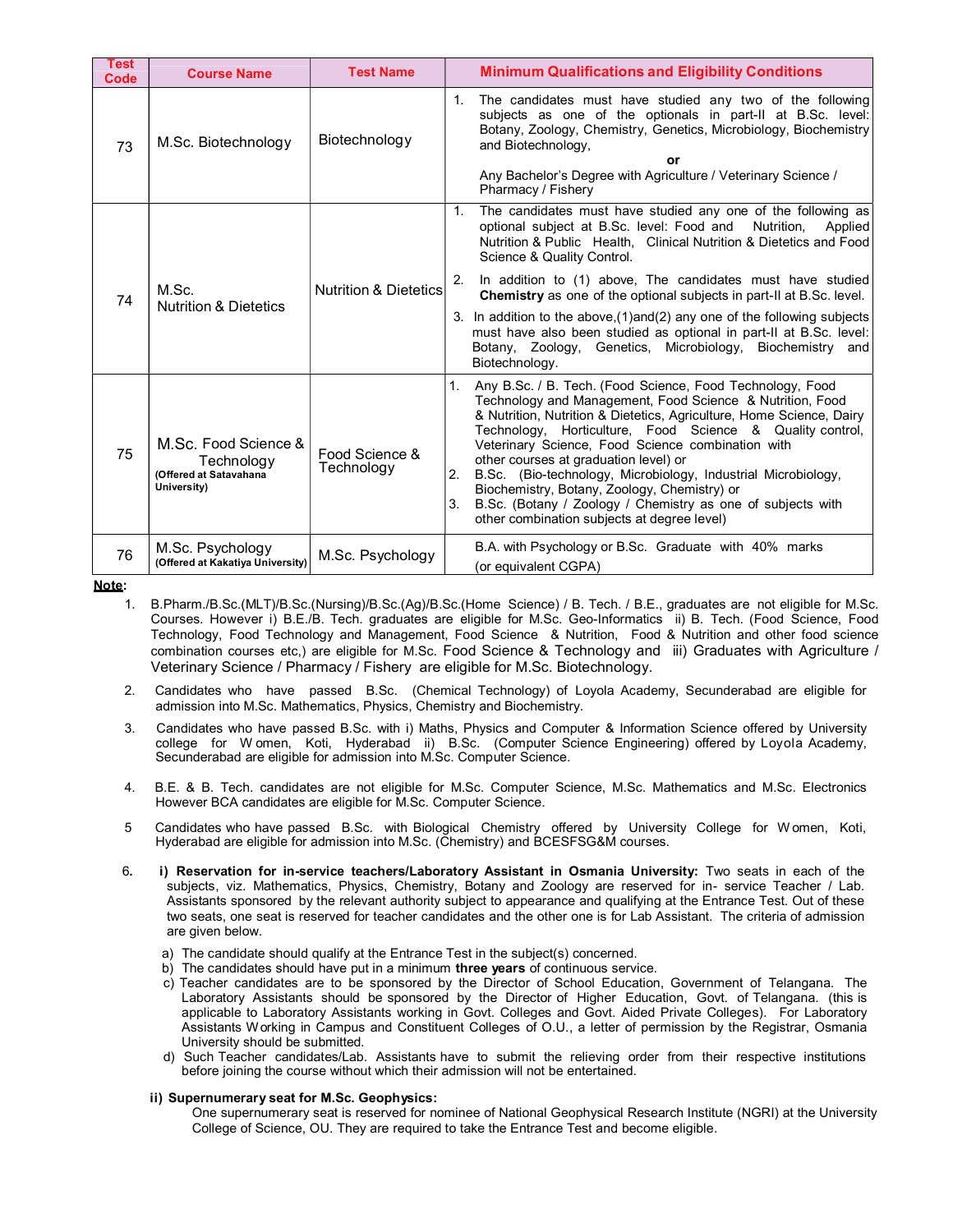| Test Code | Course Name | Test Name | Minimum Qualifications and Eligibility Conditions |
|---|---|---|---|
| 73 | M.Sc. Biotechnology | Biotechnology | 1. The candidates must have studied any two of the following subjects as one of the optionals in part-II at B.Sc. level: Botany, Zoology, Chemistry, Genetics, Microbiology, Biochemistry and Biotechnology,<br>or<br>Any Bachelor's Degree with Agriculture / Veterinary Science / Pharmacy / Fishery |
| 74 | M.Sc. Nutrition & Dietetics | Nutrition & Dietetics | 1. The candidates must have studied any one of the following as optional subject at B.Sc. level: Food and Nutrition, Applied Nutrition & Public Health, Clinical Nutrition & Dietetics and Food Science & Quality Control.<br>2. In addition to (1) above, The candidates must have studied **Chemistry** as one of the optional subjects in part-II at B.Sc. level.<br>3. In addition to the above,(1)and(2) any one of the following subjects must have also been studied as optional in part-II at B.Sc. level: Botany, Zoology, Genetics, Microbiology, Biochemistry and Biotechnology. |
| 75 | M.Sc. Food Science & Technology (Offered at Satavahana University) | Food Science & Technology | 1. Any B.Sc. / B. Tech. (Food Science, Food Technology, Food Technology and Management, Food Science & Nutrition, Food & Nutrition, Nutrition & Dietetics, Agriculture, Home Science, Dairy Technology, Horticulture, Food Science & Quality control, Veterinary Science, Food Science combination with other courses at graduation level) or<br>2. B.Sc. (Bio-technology, Microbiology, Industrial Microbiology, Biochemistry, Botany, Zoology, Chemistry) or<br>3. B.Sc. (Botany / Zoology / Chemistry as one of subjects with other combination subjects at degree level) |
| 76 | M.Sc. Psychology (Offered at Kakatiya University) | M.Sc. Psychology | B.A. with Psychology or B.Sc. Graduate with 40% marks (or equivalent CGPA) |

**Note**:

1. B.Pharm./B.Sc.(MLT)/B.Sc.(Nursing)/B.Sc.(Ag)/B.Sc.(Home Science) / B. Tech. / B.E., graduates are not eligible for M.Sc. Courses. However i) B.E./B. Tech. graduates are eligible for M.Sc. Geo-Informatics ii) B. Tech. (Food Science, Food Technology, Food Technology and Management, Food Science & Nutrition, Food & Nutrition and other food science combination courses etc,) are eligible for M.Sc. Food Science & Technology and iii) Graduates with Agriculture / Veterinary Science / Pharmacy / Fishery are eligible for M.Sc. Biotechnology.

2. Candidates who have passed B.Sc. (Chemical Technology) of Loyola Academy, Secunderabad are eligible for admission into M.Sc. Mathematics, Physics, Chemistry and Biochemistry.

3. Candidates who have passed B.Sc. with i) Maths, Physics and Computer & Information Science offered by University college for Women, Koti, Hyderabad ii) B.Sc. (Computer Science Engineering) offered by Loyola Academy, Secunderabad are eligible for admission into M.Sc. Computer Science.

4. B.E. & B. Tech. candidates are not eligible for M.Sc. Computer Science, M.Sc. Mathematics and M.Sc. Electronics However BCA candidates are eligible for M.Sc. Computer Science.

5. Candidates who have passed B.Sc. with Biological Chemistry offered by University College for Women, Koti, Hyderabad are eligible for admission into M.Sc. (Chemistry) and BCESFSG&M courses.

6. **i) Reservation for in-service teachers/Laboratory Assistant in Osmania University:** Two seats in each of the subjects, viz. Mathematics, Physics, Chemistry, Botany and Zoology are reserved for in- service Teacher / Lab. Assistants sponsored by the relevant authority subject to appearance and qualifying at the Entrance Test. Out of these two seats, one seat is reserved for teacher candidates and the other one is for Lab Assistant. The criteria of admission are given below.

   a) The candidate should qualify at the Entrance Test in the subject(s) concerned.
   b) The candidates should have put in a minimum **three years** of continuous service.
   c) Teacher candidates are to be sponsored by the Director of School Education, Government of Telangana. The Laboratory Assistants should be sponsored by the Director of Higher Education, Govt. of Telangana. (this is applicable to Laboratory Assistants working in Govt. Colleges and Govt. Aided Private Colleges). For Laboratory Assistants Working in Campus and Constituent Colleges of O.U., a letter of permission by the Registrar, Osmania University should be submitted.
   d) Such Teacher candidates/Lab. Assistants have to submit the relieving order from their respective institutions before joining the course without which their admission will not be entertained.

   **ii) Supernumerary seat for M.Sc. Geophysics:**
   One supernumerary seat is reserved for nominee of National Geophysical Research Institute (NGRI) at the University College of Science, OU. They are required to take the Entrance Test and become eligible.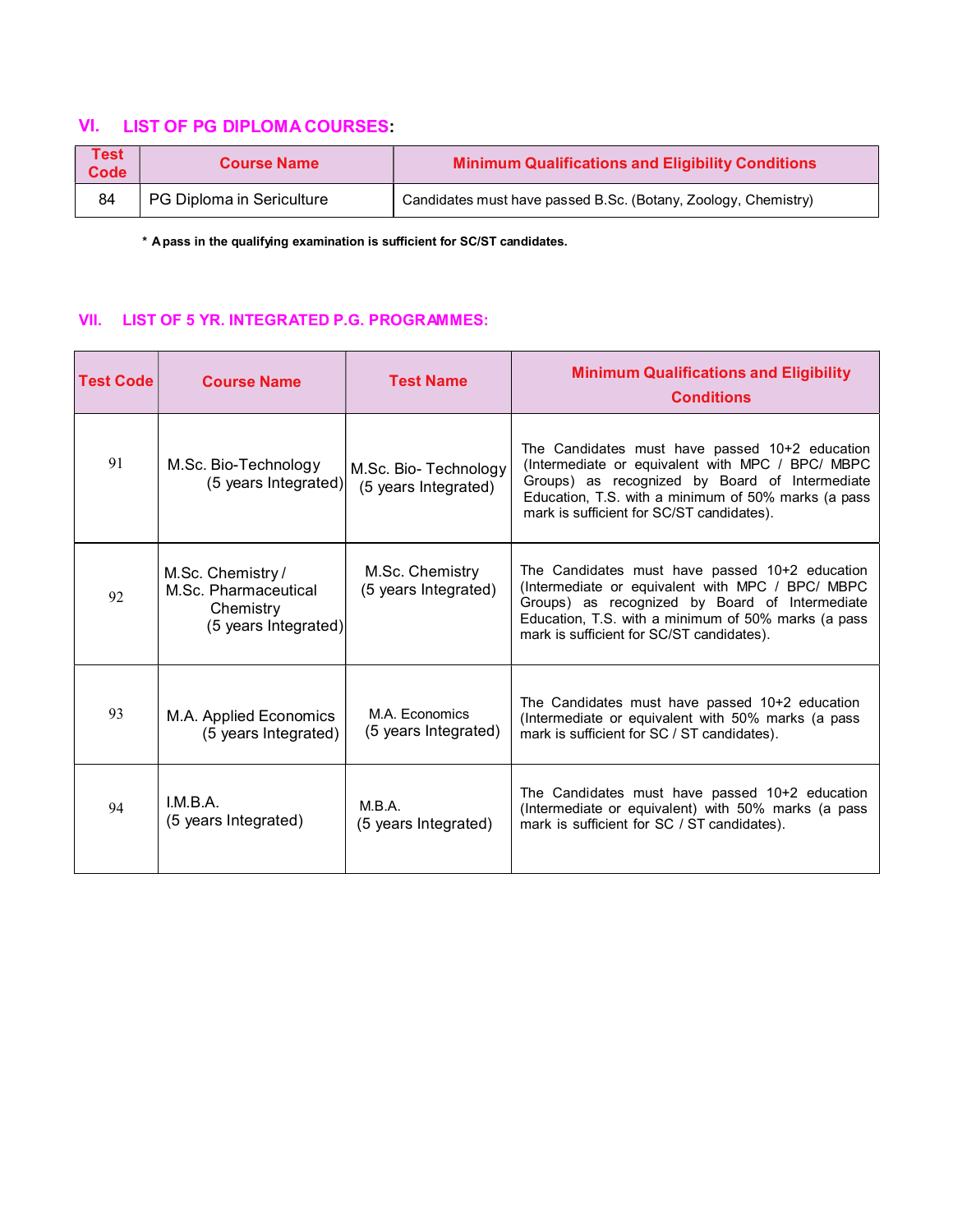## VI. LIST OF PG DIPLOMA COURSES:

| Test Code | Course Name | Minimum Qualifications and Eligibility Conditions |
|---|---|---|
| 84 | PG Diploma in Sericulture | Candidates must have passed B.Sc. (Botany, Zoology, Chemistry) |

**\* A pass in the qualifying examination is sufficient for SC/ST candidates.**

## VII. LIST OF 5 YR. INTEGRATED P.G. PROGRAMMES:

| Test Code | Course Name | Test Name | Minimum Qualifications and Eligibility Conditions |
|---|---|---|---|
| 91 | M.Sc. Bio-Technology (5 years Integrated) | M.Sc. Bio- Technology (5 years Integrated) | The Candidates must have passed 10+2 education (Intermediate or equivalent with MPC / BPC/ MBPC Groups) as recognized by Board of Intermediate Education, T.S. with a minimum of 50% marks (a pass mark is sufficient for SC/ST candidates). |
| 92 | M.Sc. Chemistry / M.Sc. Pharmaceutical Chemistry (5 years Integrated) | M.Sc. Chemistry (5 years Integrated) | The Candidates must have passed 10+2 education (Intermediate or equivalent with MPC / BPC/ MBPC Groups) as recognized by Board of Intermediate Education, T.S. with a minimum of 50% marks (a pass mark is sufficient for SC/ST candidates). |
| 93 | M.A. Applied Economics (5 years Integrated) | M.A. Economics (5 years Integrated) | The Candidates must have passed 10+2 education (Intermediate or equivalent with 50% marks (a pass mark is sufficient for SC / ST candidates). |
| 94 | I.M.B.A. (5 years Integrated) | M.B.A. (5 years Integrated) | The Candidates must have passed 10+2 education (Intermediate or equivalent) with 50% marks (a pass mark is sufficient for SC / ST candidates). |